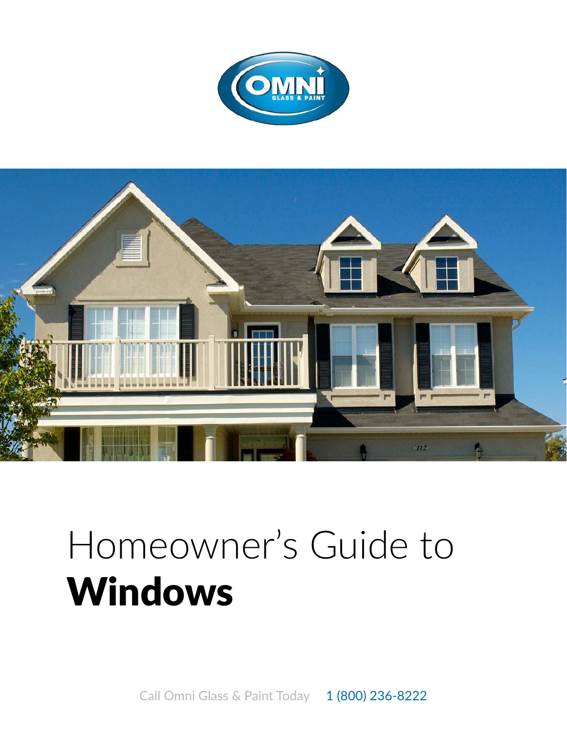# Homeowner's Guide to **Windows**

Call Omni Glass & Paint Today 1 (800) 236-8222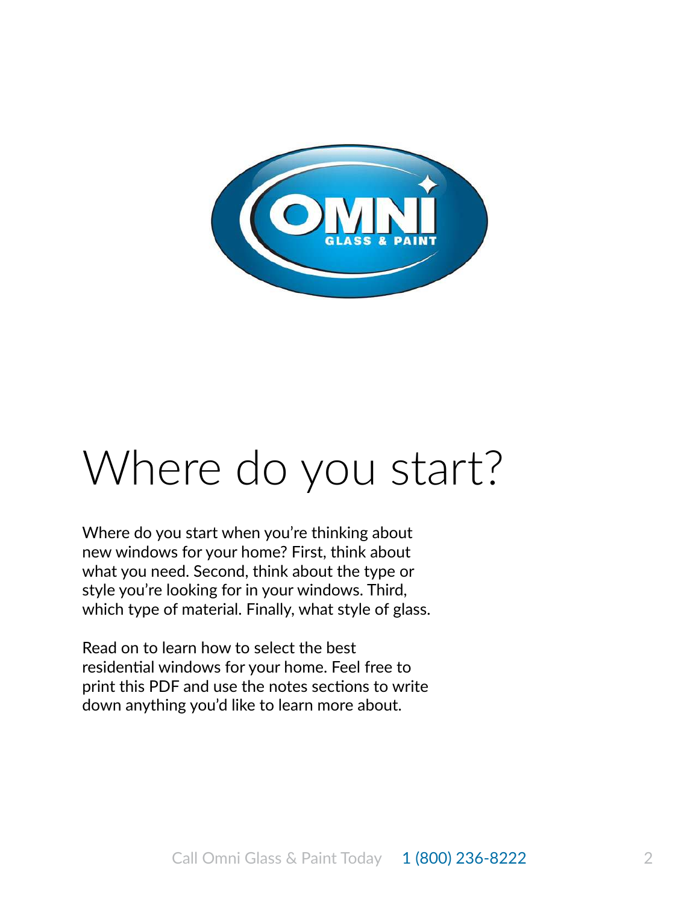# Where do you start?

Where do you start when you're thinking about new windows for your home? First, think about what you need. Second, think about the type or style you're looking for in your windows. Third, which type of material. Finally, what style of glass.

Read on to learn how to select the best residential windows for your home. Feel free to print this PDF and use the notes sections to write down anything you'd like to learn more about.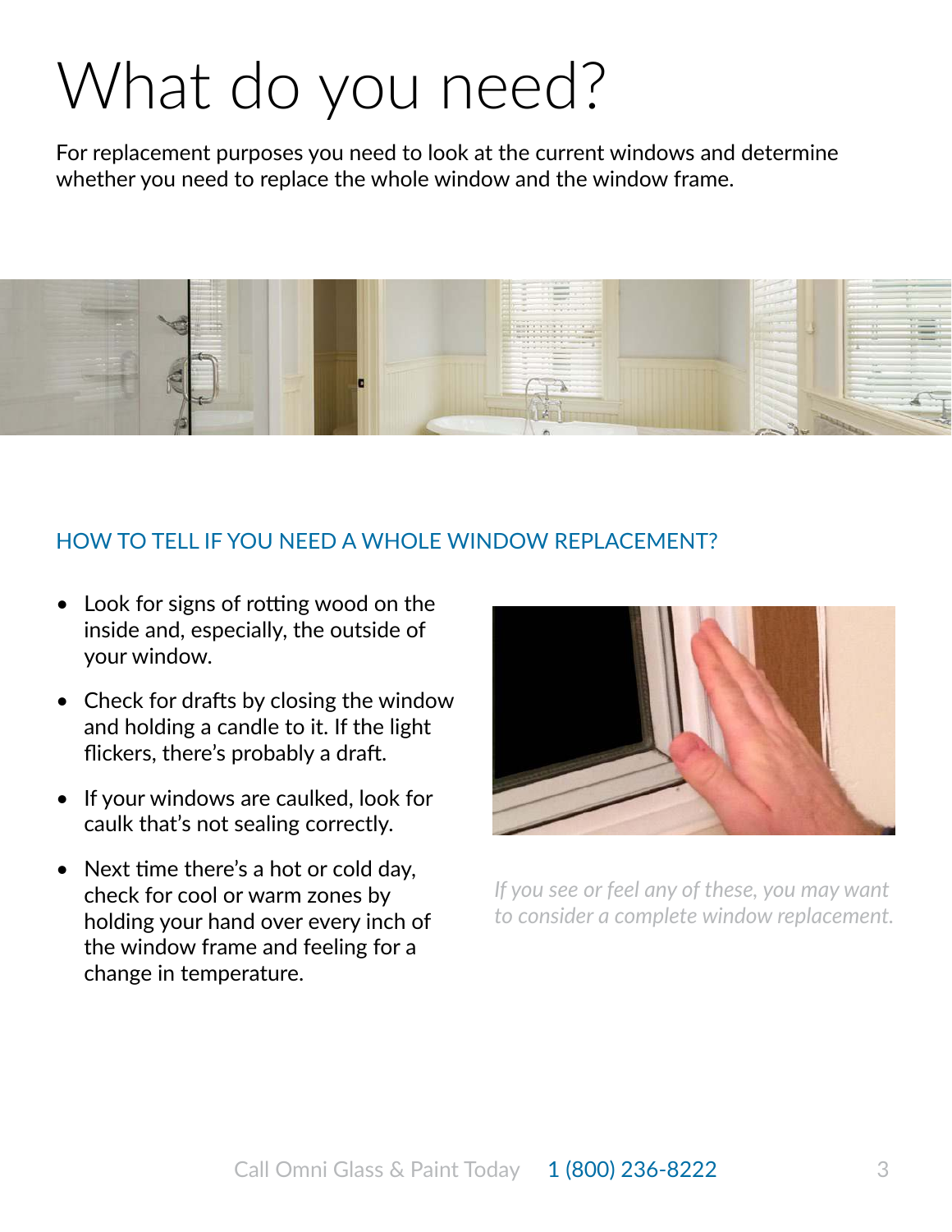# What do you need?

For replacement purposes you need to look at the current windows and determine whether you need to replace the whole window and the window frame.

## HOW TO TELL IF YOU NEED A WHOLE WINDOW REPLACEMENT?

- Look for signs of rotting wood on the inside and, especially, the outside of your window.
- Check for drafts by closing the window and holding a candle to it. If the light flickers, there's probably a draft.
- If your windows are caulked, look for caulk that's not sealing correctly.
- Next time there's a hot or cold day, check for cool or warm zones by holding your hand over every inch of the window frame and feeling for a change in temperature.

*If you see or feel any of these, you may want to consider a complete window replacement.*

Call Omni Glass & Paint Today 1 (800) 236-8222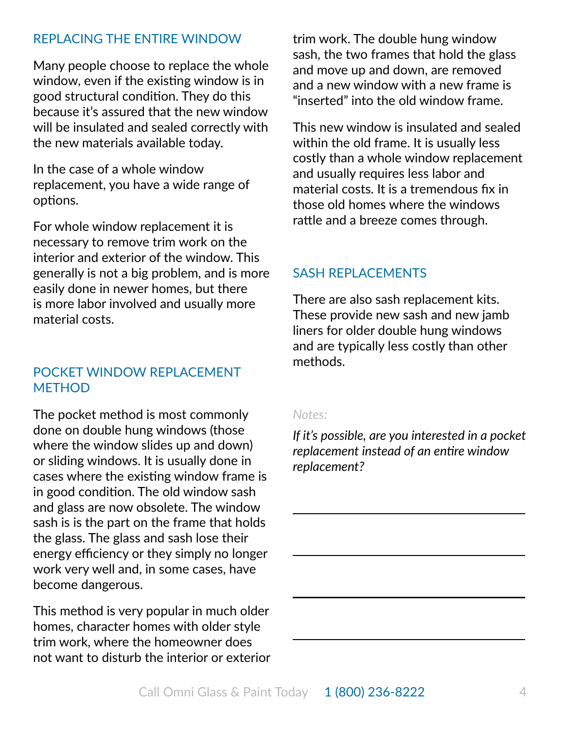## REPLACING THE ENTIRE WINDOW

Many people choose to replace the whole window, even if the existing window is in good structural condition. They do this because it's assured that the new window will be insulated and sealed correctly with the new materials available today.

In the case of a whole window replacement, you have a wide range of options.

For whole window replacement it is necessary to remove trim work on the interior and exterior of the window. This generally is not a big problem, and is more easily done in newer homes, but there is more labor involved and usually more material costs.

## POCKET WINDOW REPLACEMENT METHOD

The pocket method is most commonly done on double hung windows (those where the window slides up and down) or sliding windows. It is usually done in cases where the existing window frame is in good condition. The old window sash and glass are now obsolete. The window sash is is the part on the frame that holds the glass. The glass and sash lose their energy efficiency or they simply no longer work very well and, in some cases, have become dangerous.

This method is very popular in much older homes, character homes with older style trim work, where the homeowner does not want to disturb the interior or exterior trim work. The double hung window sash, the two frames that hold the glass and move up and down, are removed and a new window with a new frame is "inserted" into the old window frame.

This new window is insulated and sealed within the old frame. It is usually less costly than a whole window replacement and usually requires less labor and material costs. It is a tremendous fix in those old homes where the windows rattle and a breeze comes through.

## SASH REPLACEMENTS

There are also sash replacement kits. These provide new sash and new jamb liners for older double hung windows and are typically less costly than other methods.

*Notes:*

*If it's possible, are you interested in a pocket replacement instead of an entire window replacement?*

\_\_\_\_\_\_\_\_\_\_\_\_\_\_\_\_\_\_\_\_\_\_\_\_\_\_\_\_\_\_\_\_\_\_\_\_\_\_\_\_

\_\_\_\_\_\_\_\_\_\_\_\_\_\_\_\_\_\_\_\_\_\_\_\_\_\_\_\_\_\_\_\_\_\_\_\_\_\_\_\_

\_\_\_\_\_\_\_\_\_\_\_\_\_\_\_\_\_\_\_\_\_\_\_\_\_\_\_\_\_\_\_\_\_\_\_\_\_\_\_\_

\_\_\_\_\_\_\_\_\_\_\_\_\_\_\_\_\_\_\_\_\_\_\_\_\_\_\_\_\_\_\_\_\_\_\_\_\_\_\_\_

Call Omni Glass & Paint Today 1 (800) 236-8222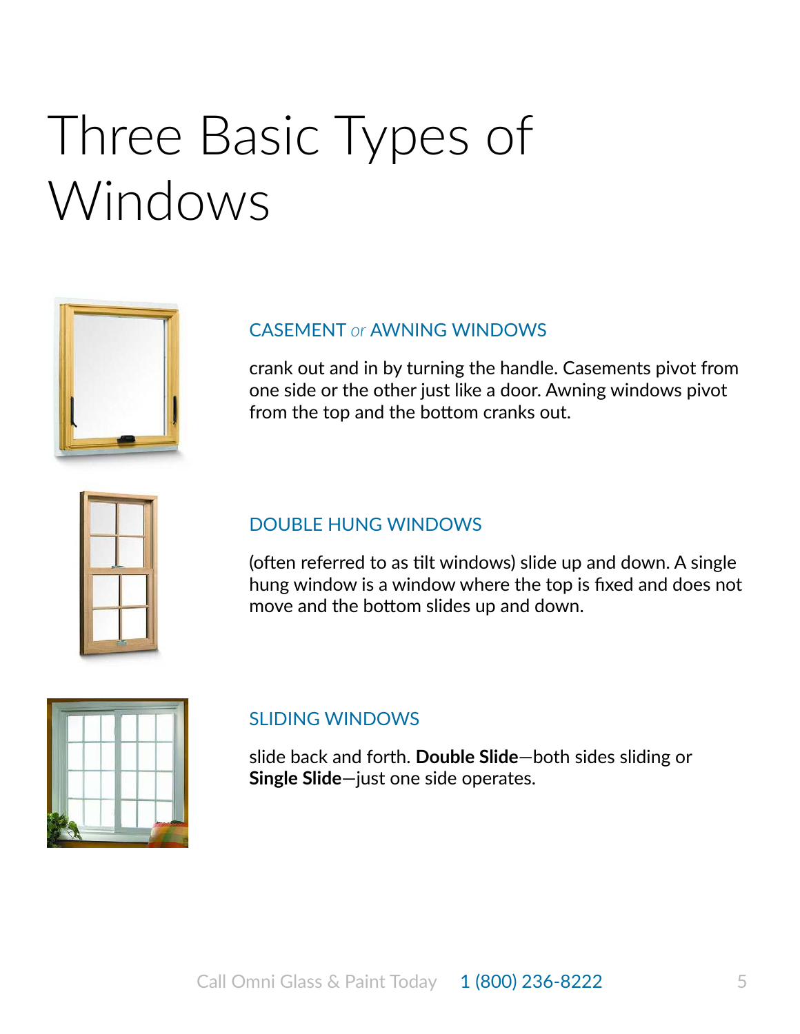# Three Basic Types of Windows

## CASEMENT *or* AWNING WINDOWS

crank out and in by turning the handle. Casements pivot from one side or the other just like a door. Awning windows pivot from the top and the bottom cranks out.

## DOUBLE HUNG WINDOWS

(often referred to as tilt windows) slide up and down. A single hung window is a window where the top is fixed and does not move and the bottom slides up and down.

## SLIDING WINDOWS

slide back and forth. **Double Slide**—both sides sliding or **Single Slide**—just one side operates.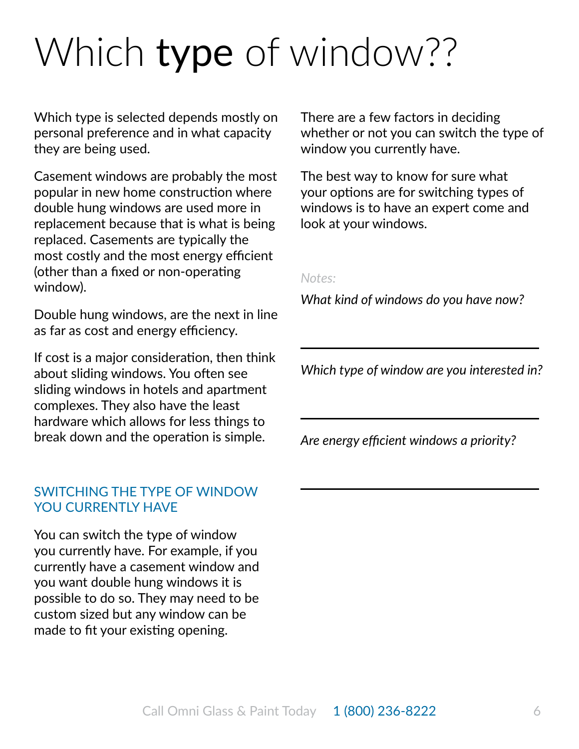# Which **type** of window??

Which type is selected depends mostly on personal preference and in what capacity they are being used.

Casement windows are probably the most popular in new home construction where double hung windows are used more in replacement because that is what is being replaced. Casements are typically the most costly and the most energy efficient (other than a fixed or non-operating window).

Double hung windows, are the next in line as far as cost and energy efficiency.

If cost is a major consideration, then think about sliding windows. You often see sliding windows in hotels and apartment complexes. They also have the least hardware which allows for less things to break down and the operation is simple.

## SWITCHING THE TYPE OF WINDOW YOU CURRENTLY HAVE

You can switch the type of window you currently have. For example, if you currently have a casement window and you want double hung windows it is possible to do so. They may need to be custom sized but any window can be made to fit your existing opening.

There are a few factors in deciding whether or not you can switch the type of window you currently have.

The best way to know for sure what your options are for switching types of windows is to have an expert come and look at your windows.

*Notes:*

*What kind of windows do you have now?*

---

*Which type of window are you interested in?*

---

*Are energy efficient windows a priority?*

---

Call Omni Glass & Paint Today 1 (800) 236-8222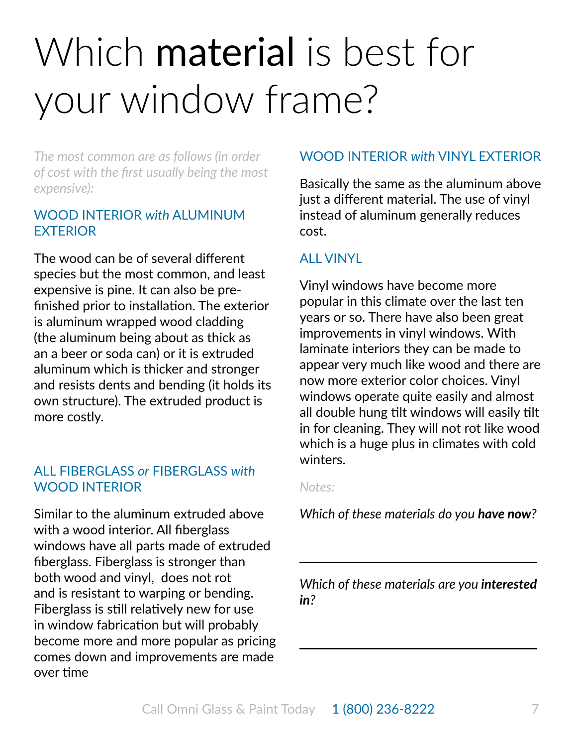# Which **material** is best for your window frame?

*The most common are as follows (in order of cost with the first usually being the most expensive):*

### WOOD INTERIOR *with* ALUMINUM EXTERIOR

The wood can be of several different species but the most common, and least expensive is pine. It can also be pre-finished prior to installation. The exterior is aluminum wrapped wood cladding (the aluminum being about as thick as an a beer or soda can) or it is extruded aluminum which is thicker and stronger and resists dents and bending (it holds its own structure). The extruded product is more costly.

### ALL FIBERGLASS *or* FIBERGLASS *with* WOOD INTERIOR

Similar to the aluminum extruded above with a wood interior. All fiberglass windows have all parts made of extruded fiberglass. Fiberglass is stronger than both wood and vinyl, does not rot and is resistant to warping or bending. Fiberglass is still relatively new for use in window fabrication but will probably become more and more popular as pricing comes down and improvements are made over time

### WOOD INTERIOR *with* VINYL EXTERIOR

Basically the same as the aluminum above just a different material. The use of vinyl instead of aluminum generally reduces cost.

### ALL VINYL

Vinyl windows have become more popular in this climate over the last ten years or so. There have also been great improvements in vinyl windows. With laminate interiors they can be made to appear very much like wood and there are now more exterior color choices. Vinyl windows operate quite easily and almost all double hung tilt windows will easily tilt in for cleaning. They will not rot like wood which is a huge plus in climates with cold winters.

*Notes:*

*Which of these materials do you **have now**?*

______________________________

*Which of these materials are you **interested in**?*

______________________________

Call Omni Glass & Paint Today 1 (800) 236-8222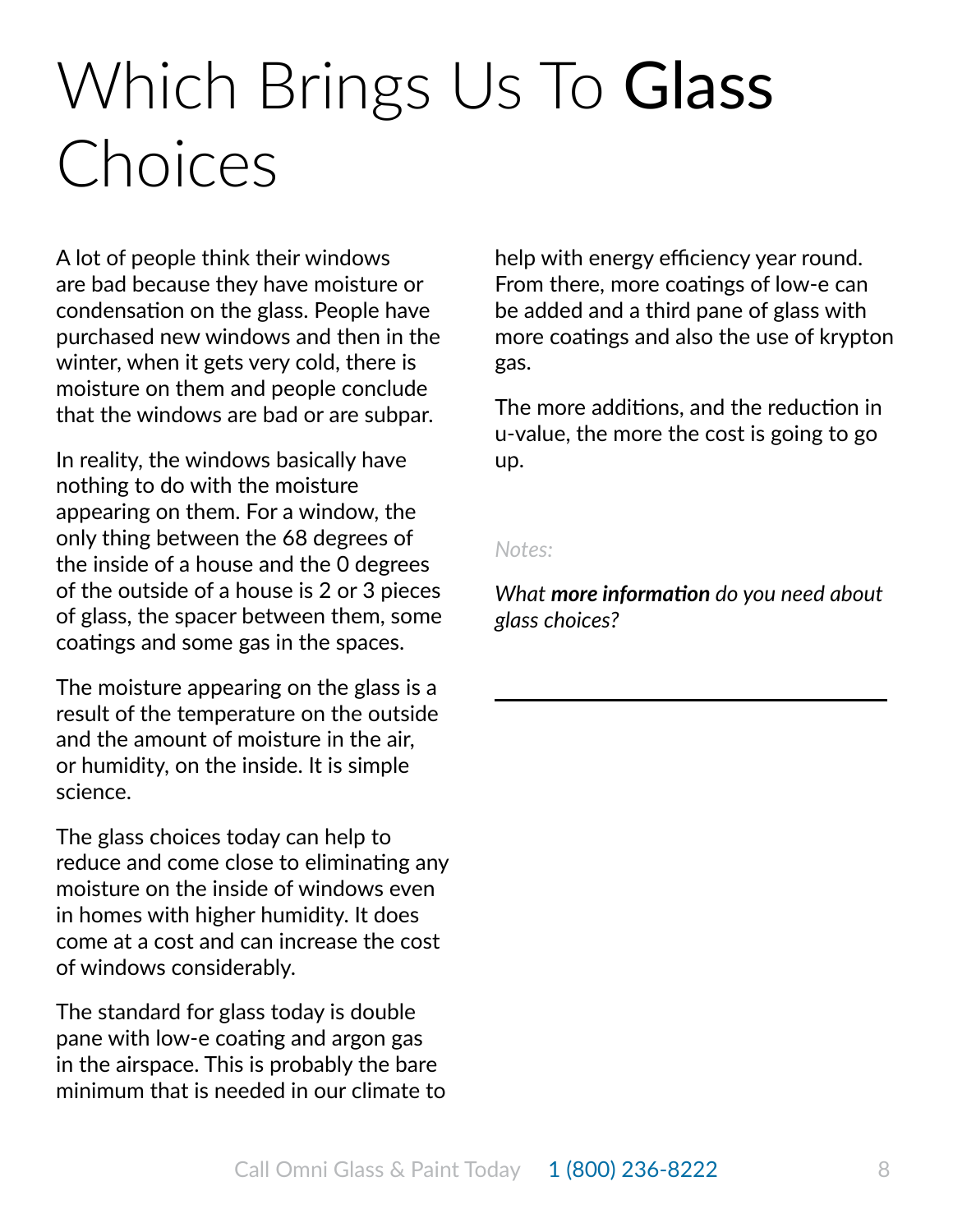# Which Brings Us To **Glass** Choices

A lot of people think their windows are bad because they have moisture or condensation on the glass. People have purchased new windows and then in the winter, when it gets very cold, there is moisture on them and people conclude that the windows are bad or are subpar.

In reality, the windows basically have nothing to do with the moisture appearing on them. For a window, the only thing between the 68 degrees of the inside of a house and the 0 degrees of the outside of a house is 2 or 3 pieces of glass, the spacer between them, some coatings and some gas in the spaces.

The moisture appearing on the glass is a result of the temperature on the outside and the amount of moisture in the air, or humidity, on the inside. It is simple science.

The glass choices today can help to reduce and come close to eliminating any moisture on the inside of windows even in homes with higher humidity. It does come at a cost and can increase the cost of windows considerably.

The standard for glass today is double pane with low-e coating and argon gas in the airspace. This is probably the bare minimum that is needed in our climate to help with energy efficiency year round. From there, more coatings of low-e can be added and a third pane of glass with more coatings and also the use of krypton gas.

The more additions, and the reduction in u-value, the more the cost is going to go up.

*Notes:*

*What **more information** do you need about glass choices?*

---

Call Omni Glass & Paint Today 1 (800) 236-8222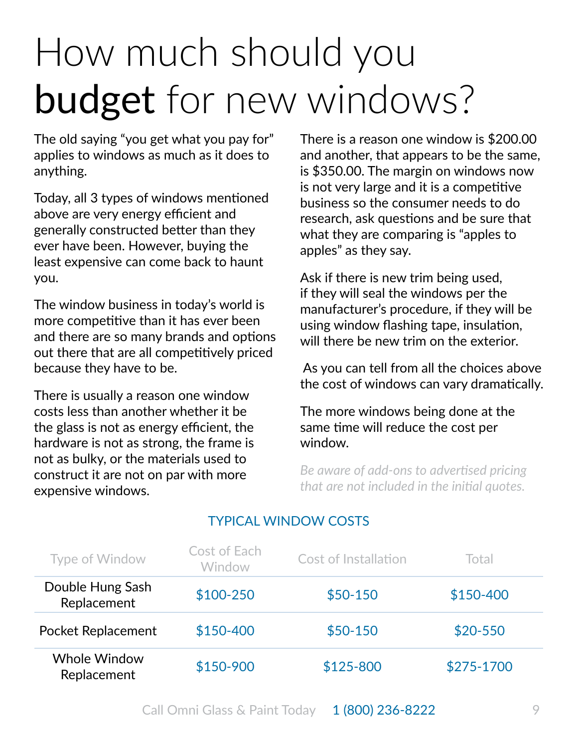# How much should you **budget** for new windows?

The old saying "you get what you pay for" applies to windows as much as it does to anything.

Today, all 3 types of windows mentioned above are very energy efficient and generally constructed better than they ever have been. However, buying the least expensive can come back to haunt you.

The window business in today's world is more competitive than it has ever been and there are so many brands and options out there that are all competitively priced because they have to be.

There is usually a reason one window costs less than another whether it be the glass is not as energy efficient, the hardware is not as strong, the frame is not as bulky, or the materials used to construct it are not on par with more expensive windows.

There is a reason one window is $200.00 and another, that appears to be the same, is $350.00. The margin on windows now is not very large and it is a competitive business so the consumer needs to do research, ask questions and be sure that what they are comparing is "apples to apples" as they say.

Ask if there is new trim being used, if they will seal the windows per the manufacturer's procedure, if they will be using window flashing tape, insulation, will there be new trim on the exterior.

As you can tell from all the choices above the cost of windows can vary dramatically.

The more windows being done at the same time will reduce the cost per window.

*Be aware of add-ons to advertised pricing that are not included in the initial quotes.*

## TYPICAL WINDOW COSTS

| Type of Window | Cost of Each Window | Cost of Installation | Total |
|---|---|---|---|
| Double Hung Sash Replacement | $100-250 | $50-150 | $150-400 |
| Pocket Replacement | $150-400 | $50-150 | $20-550 |
| Whole Window Replacement | $150-900 | $125-800 | $275-1700 |

Call Omni Glass & Paint Today 1 (800) 236-8222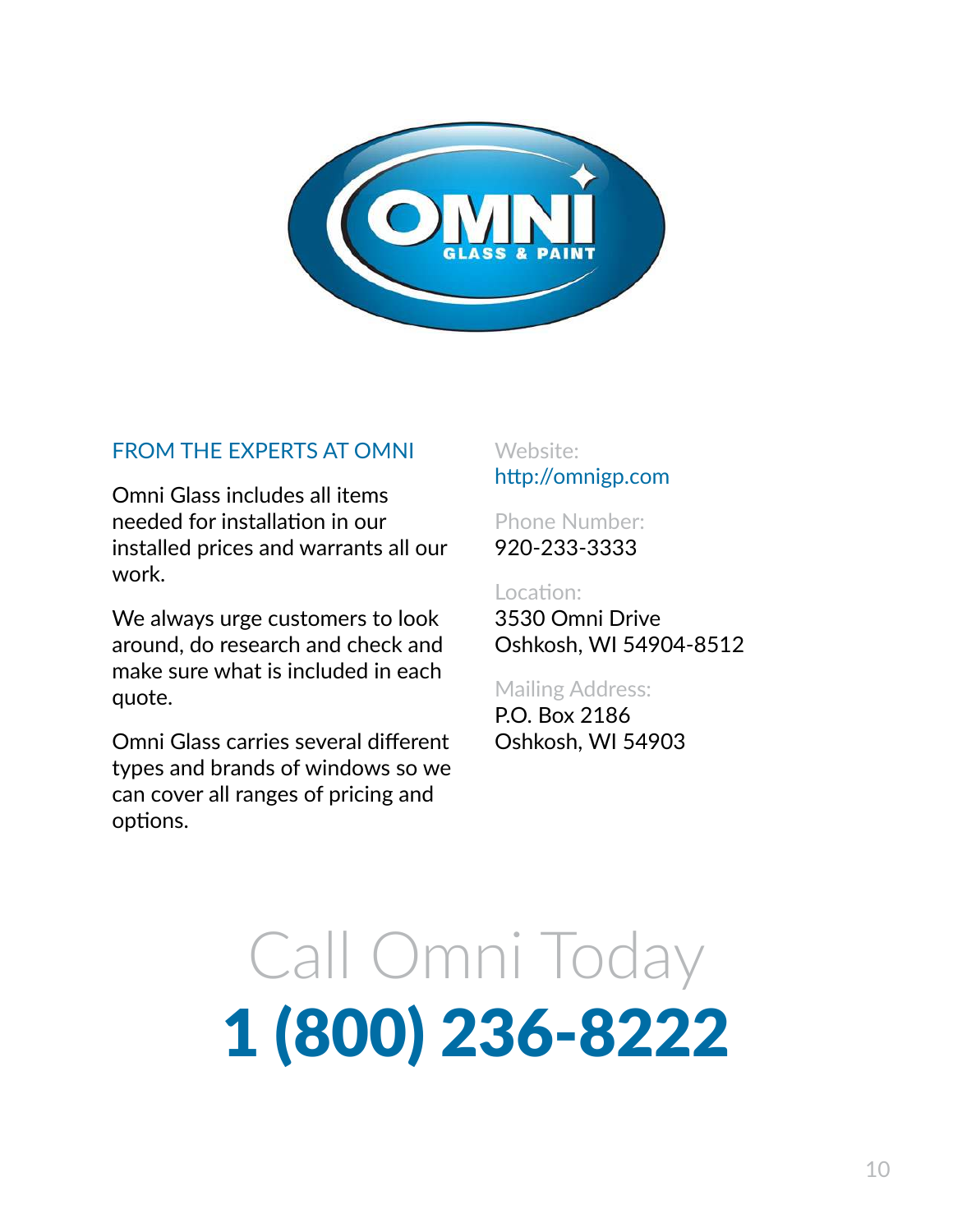## FROM THE EXPERTS AT OMNI

Omni Glass includes all items needed for installation in our installed prices and warrants all our work.

We always urge customers to look around, do research and check and make sure what is included in each quote.

Omni Glass carries several different types and brands of windows so we can cover all ranges of pricing and options.

Website:
http://omnigp.com

Phone Number:
920-233-3333

Location:
3530 Omni Drive
Oshkosh, WI 54904-8512

Mailing Address:
P.O. Box 2186
Oshkosh, WI 54903

# Call Omni Today

# 1 (800) 236-8222